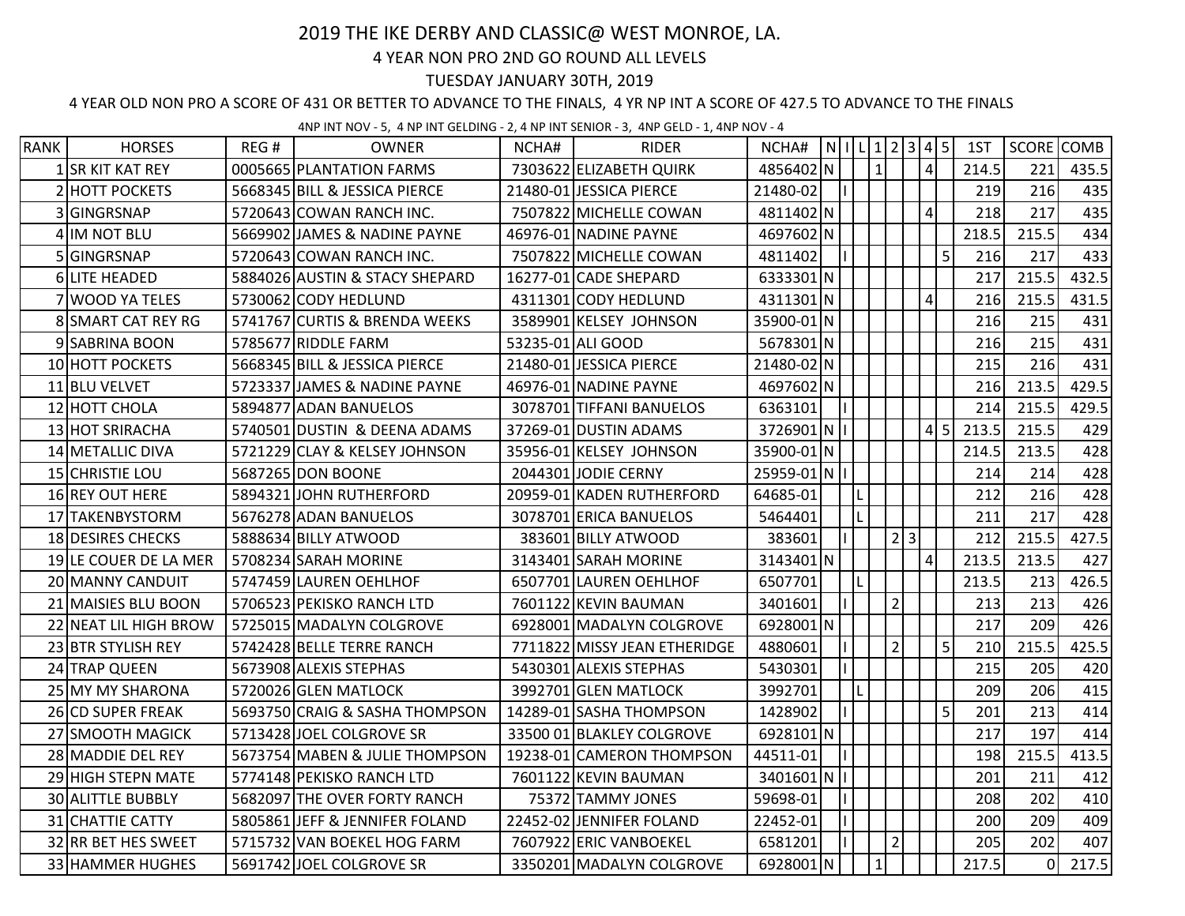# 2019 THE IKE DERBY AND CLASSIC@ WEST MONROE, LA.

## 4 YEAR NON PRO 2ND GO ROUND ALL LEVELS

### TUESDAY JANUARY 30TH, 2019

4 YEAR OLD NON PRO A SCORE OF 431 OR BETTER TO ADVANCE TO THE FINALS, 4 YR NP INT A SCORE OF 427.5 TO ADVANCE TO THE FINALS

4NP INT NOV - 5, 4 NP INT GELDING - 2, 4 NP INT SENIOR - 3, 4NP GELD - 1, 4NP NOV - 4

| RANK | HORSES | REG # | OWNER | NCHA# | RIDER | NCHA# | N | I | L | 1 | 2 | 3 | 4 | 5 | 1ST | SCORE | COMB |
|---|---|---|---|---|---|---|---|---|---|---|---|---|---|---|---|---|---|
| 1 | SR KIT KAT REY | 0005665 | PLANTATION FARMS | 7303622 | ELIZABETH QUIRK | 4856402 | N | | | 1 | | | 4 | | 214.5 | 221 | 435.5 |
| 2 | HOTT POCKETS | 5668345 | BILL & JESSICA PIERCE | 21480-01 | JESSICA PIERCE | 21480-02 | | I | | | | | | | 219 | 216 | 435 |
| 3 | GINGRSNAP | 5720643 | COWAN RANCH INC. | 7507822 | MICHELLE COWAN | 4811402 | N | | | | | | 4 | | 218 | 217 | 435 |
| 4 | IM NOT BLU | 5669902 | JAMES & NADINE PAYNE | 46976-01 | NADINE PAYNE | 4697602 | N | | | | | | | | 218.5 | 215.5 | 434 |
| 5 | GINGRSNAP | 5720643 | COWAN RANCH INC. | 7507822 | MICHELLE COWAN | 4811402 | | I | | | | | | 5 | 216 | 217 | 433 |
| 6 | LITE HEADED | 5884026 | AUSTIN & STACY SHEPARD | 16277-01 | CADE SHEPARD | 6333301 | N | | | | | | | | 217 | 215.5 | 432.5 |
| 7 | WOOD YA TELES | 5730062 | CODY HEDLUND | 4311301 | CODY HEDLUND | 4311301 | N | | | | | | 4 | | 216 | 215.5 | 431.5 |
| 8 | SMART CAT REY RG | 5741767 | CURTIS & BRENDA WEEKS | 3589901 | KELSEY JOHNSON | 35900-01 | N | | | | | | | | 216 | 215 | 431 |
| 9 | SABRINA BOON | 5785677 | RIDDLE FARM | 53235-01 | ALI GOOD | 5678301 | N | | | | | | | | 216 | 215 | 431 |
| 10 | HOTT POCKETS | 5668345 | BILL & JESSICA PIERCE | 21480-01 | JESSICA PIERCE | 21480-02 | N | | | | | | | | 215 | 216 | 431 |
| 11 | BLU VELVET | 5723337 | JAMES & NADINE PAYNE | 46976-01 | NADINE PAYNE | 4697602 | N | | | | | | | | 216 | 213.5 | 429.5 |
| 12 | HOTT CHOLA | 5894877 | ADAN BANUELOS | 3078701 | TIFFANI BANUELOS | 6363101 | | I | | | | | | | 214 | 215.5 | 429.5 |
| 13 | HOT SRIRACHA | 5740501 | DUSTIN & DEENA ADAMS | 37269-01 | DUSTIN ADAMS | 3726901 | N | I | | | | | 4 | 5 | 213.5 | 215.5 | 429 |
| 14 | METALLIC DIVA | 5721229 | CLAY & KELSEY JOHNSON | 35956-01 | KELSEY JOHNSON | 35900-01 | N | | | | | | | | 214.5 | 213.5 | 428 |
| 15 | CHRISTIE LOU | 5687265 | DON BOONE | 2044301 | JODIE CERNY | 25959-01 | N | I | | | | | | | 214 | 214 | 428 |
| 16 | REY OUT HERE | 5894321 | JOHN RUTHERFORD | 20959-01 | KADEN RUTHERFORD | 64685-01 | | | L | | | | | | 212 | 216 | 428 |
| 17 | TAKENBYSTORM | 5676278 | ADAN BANUELOS | 3078701 | ERICA BANUELOS | 5464401 | | | L | | | | | | 211 | 217 | 428 |
| 18 | DESIRES CHECKS | 5888634 | BILLY ATWOOD | 383601 | BILLY ATWOOD | 383601 | | I | | | 2 | 3 | | | 212 | 215.5 | 427.5 |
| 19 | LE COUER DE LA MER | 5708234 | SARAH MORINE | 3143401 | SARAH MORINE | 3143401 | N | | | | | | 4 | | 213.5 | 213.5 | 427 |
| 20 | MANNY CANDUIT | 5747459 | LAUREN OEHLHOF | 6507701 | LAUREN OEHLHOF | 6507701 | | | L | | | | | | 213.5 | 213 | 426.5 |
| 21 | MAISIES BLU BOON | 5706523 | PEKISKO RANCH LTD | 7601122 | KEVIN BAUMAN | 3401601 | | I | | | 2 | | | | 213 | 213 | 426 |
| 22 | NEAT LIL HIGH BROW | 5725015 | MADALYN COLGROVE | 6928001 | MADALYN COLGROVE | 6928001 | N | | | | | | | | 217 | 209 | 426 |
| 23 | BTR STYLISH REY | 5742428 | BELLE TERRE RANCH | 7711822 | MISSY JEAN ETHERIDGE | 4880601 | | I | | | 2 | | | 5 | 210 | 215.5 | 425.5 |
| 24 | TRAP QUEEN | 5673908 | ALEXIS STEPHAS | 5430301 | ALEXIS STEPHAS | 5430301 | | I | | | | | | | 215 | 205 | 420 |
| 25 | MY MY SHARONA | 5720026 | GLEN MATLOCK | 3992701 | GLEN MATLOCK | 3992701 | | | L | | | | | | 209 | 206 | 415 |
| 26 | CD SUPER FREAK | 5693750 | CRAIG & SASHA THOMPSON | 14289-01 | SASHA THOMPSON | 1428902 | | I | | | | | | 5 | 201 | 213 | 414 |
| 27 | SMOOTH MAGICK | 5713428 | JOEL COLGROVE SR | 33500 01 | BLAKLEY COLGROVE | 6928101 | N | | | | | | | | 217 | 197 | 414 |
| 28 | MADDIE DEL REY | 5673754 | MABEN & JULIE THOMPSON | 19238-01 | CAMERON THOMPSON | 44511-01 | | I | | | | | | | 198 | 215.5 | 413.5 |
| 29 | HIGH STEPN MATE | 5774148 | PEKISKO RANCH LTD | 7601122 | KEVIN BAUMAN | 3401601 | N | I | | | | | | | 201 | 211 | 412 |
| 30 | ALITTLE BUBBLY | 5682097 | THE OVER FORTY RANCH | 75372 | TAMMY JONES | 59698-01 | | I | | | | | | | 208 | 202 | 410 |
| 31 | CHATTIE CATTY | 5805861 | JEFF & JENNIFER FOLAND | 22452-02 | JENNIFER FOLAND | 22452-01 | | I | | | | | | | 200 | 209 | 409 |
| 32 | RR BET HES SWEET | 5715732 | VAN BOEKEL HOG FARM | 7607922 | ERIC VANBOEKEL | 6581201 | | I | | | 2 | | | | 205 | 202 | 407 |
| 33 | HAMMER HUGHES | 5691742 | JOEL COLGROVE SR | 3350201 | MADALYN COLGROVE | 6928001 | N | | | 1 | | | | | 217.5 | 0 | 217.5 |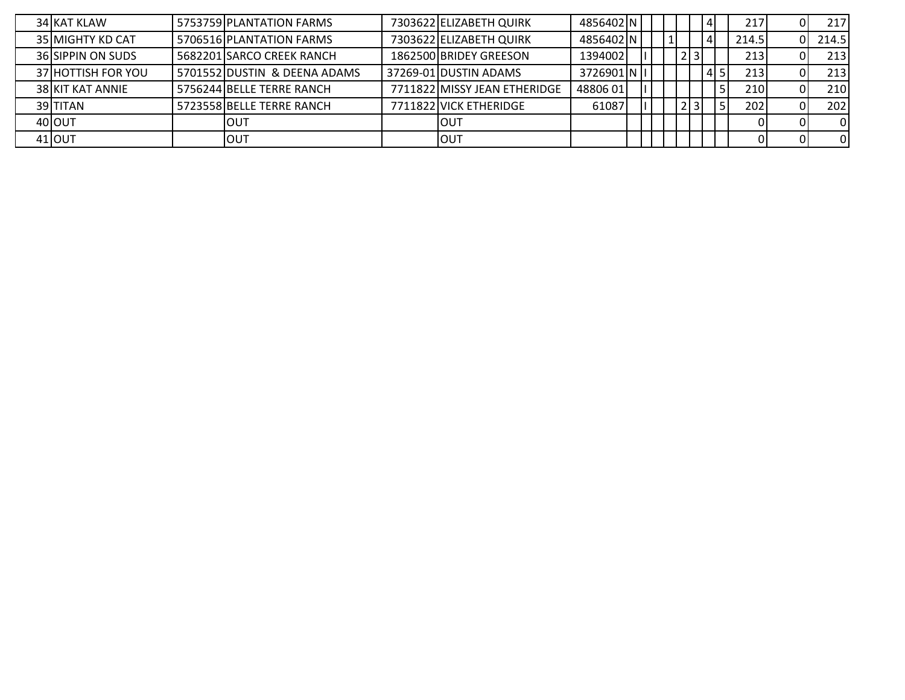| | | | | | | | | | | | | | | | | | | | |
|---|---|---|---|---|---|---|---|---|---|---|---|---|---|---|---|---|---|---|---|
| 34 | KAT KLAW | 5753759 | PLANTATION FARMS | 7303622 | ELIZABETH QUIRK | 4856402 | N | | | | | | | 4 | | 217 | 0 | 217 |
| 35 | MIGHTY KD CAT | 5706516 | PLANTATION FARMS | 7303622 | ELIZABETH QUIRK | 4856402 | N | | | | 1 | | | 4 | | 214.5 | 0 | 214.5 |
| 36 | SIPPIN ON SUDS | 5682201 | SARCO CREEK RANCH | 1862500 | BRIDEY GREESON | 1394002 | | I | | | | 2 | 3 | | | 213 | 0 | 213 |
| 37 | HOTTISH FOR YOU | 5701552 | DUSTIN & DEENA ADAMS | 37269-01 | DUSTIN ADAMS | 3726901 | N | I | | | | | | 4 | 5 | 213 | 0 | 213 |
| 38 | KIT KAT ANNIE | 5756244 | BELLE TERRE RANCH | 7711822 | MISSY JEAN ETHERIDGE | 48806 01 | | I | | | | | | | 5 | 210 | 0 | 210 |
| 39 | TITAN | 5723558 | BELLE TERRE RANCH | 7711822 | VICK ETHERIDGE | 61087 | | I | | | | 2 | 3 | | 5 | 202 | 0 | 202 |
| 40 | OUT | | OUT | | OUT | | | | | | | | | | | 0 | 0 | 0 |
| 41 | OUT | | OUT | | OUT | | | | | | | | | | | 0 | 0 | 0 |